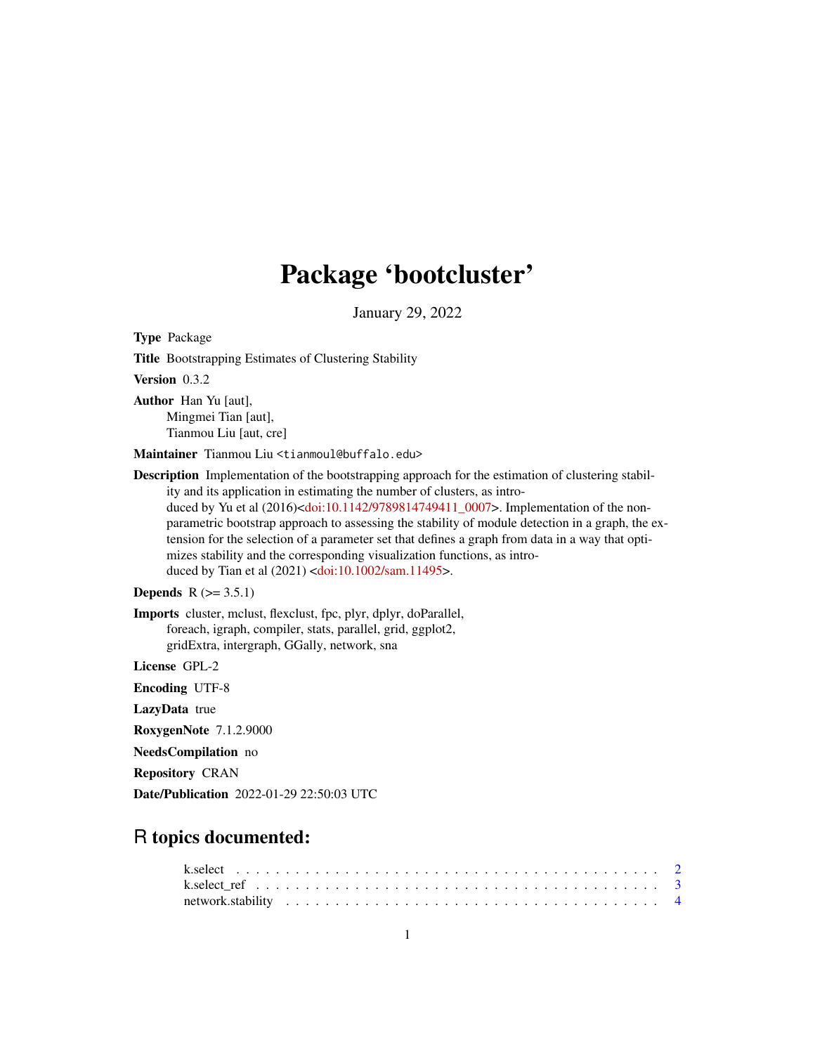# Package 'bootcluster'

January 29, 2022

**Type** Package

**Title** Bootstrapping Estimates of Clustering Stability

**Version** 0.3.2

**Author** Han Yu [aut],
Mingmei Tian [aut],
Tianmou Liu [aut, cre]

**Maintainer** Tianmou Liu <tianmoul@buffalo.edu>

**Description** Implementation of the bootstrapping approach for the estimation of clustering stability and its application in estimating the number of clusters, as introduced by Yu et al (2016)<doi:10.1142/9789814749411_0007>. Implementation of the non-parametric bootstrap approach to assessing the stability of module detection in a graph, the extension for the selection of a parameter set that defines a graph from data in a way that optimizes stability and the corresponding visualization functions, as introduced by Tian et al (2021) <doi:10.1002/sam.11495>.

**Depends** R (>= 3.5.1)

**Imports** cluster, mclust, flexclust, fpc, plyr, dplyr, doParallel, foreach, igraph, compiler, stats, parallel, grid, ggplot2, gridExtra, intergraph, GGally, network, sna

**License** GPL-2

**Encoding** UTF-8

**LazyData** true

**RoxygenNote** 7.1.2.9000

**NeedsCompilation** no

**Repository** CRAN

**Date/Publication** 2022-01-29 22:50:03 UTC

## R topics documented:

k.select . . . . . . . . . . . . . . . . . . . . . . . . . . . . . . . . . . . . . . . . 2
k.select_ref . . . . . . . . . . . . . . . . . . . . . . . . . . . . . . . . . . . . . . 3
network.stability . . . . . . . . . . . . . . . . . . . . . . . . . . . . . . . . . . . . 4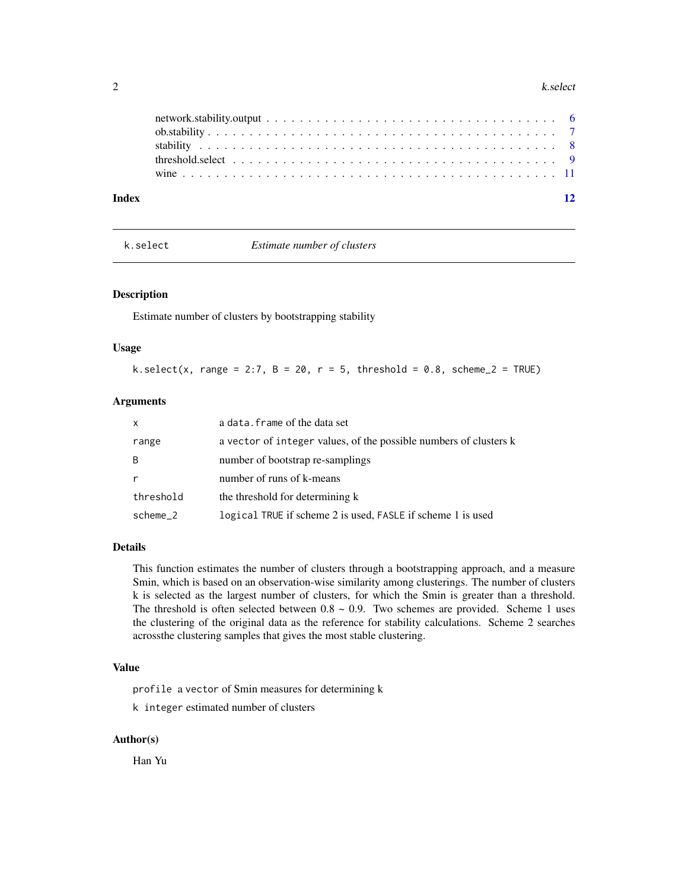network.stability.output . . . . . . . . . . . . . . . . . . . . . . . . . . . . . . . . 6
ob.stability . . . . . . . . . . . . . . . . . . . . . . . . . . . . . . . . . . . . . . . 7
stability . . . . . . . . . . . . . . . . . . . . . . . . . . . . . . . . . . . . . . . . 8
threshold.select . . . . . . . . . . . . . . . . . . . . . . . . . . . . . . . . . . . . 9
wine . . . . . . . . . . . . . . . . . . . . . . . . . . . . . . . . . . . . . . . . . 11

**Index** **12**

---

`k.select` *Estimate number of clusters*

---

### Description

Estimate number of clusters by bootstrapping stability

### Usage

```
k.select(x, range = 2:7, B = 20, r = 5, threshold = 0.8, scheme_2 = TRUE)
```

### Arguments

| | |
|---|---|
| `x` | a `data.frame` of the data set |
| `range` | a `vector` of `integer` values, of the possible numbers of clusters k |
| `B` | number of bootstrap re-samplings |
| `r` | number of runs of k-means |
| `threshold` | the threshold for determining k |
| `scheme_2` | `logical` `TRUE` if scheme 2 is used, `FASLE` if scheme 1 is used |

### Details

This function estimates the number of clusters through a bootstrapping approach, and a measure Smin, which is based on an observation-wise similarity among clusterings. The number of clusters k is selected as the largest number of clusters, for which the Smin is greater than a threshold. The threshold is often selected between 0.8 ~ 0.9. Two schemes are provided. Scheme 1 uses the clustering of the original data as the reference for stability calculations. Scheme 2 searches acrossthe clustering samples that gives the most stable clustering.

### Value

`profile` a `vector` of Smin measures for determining k

`k` `integer` estimated number of clusters

### Author(s)

Han Yu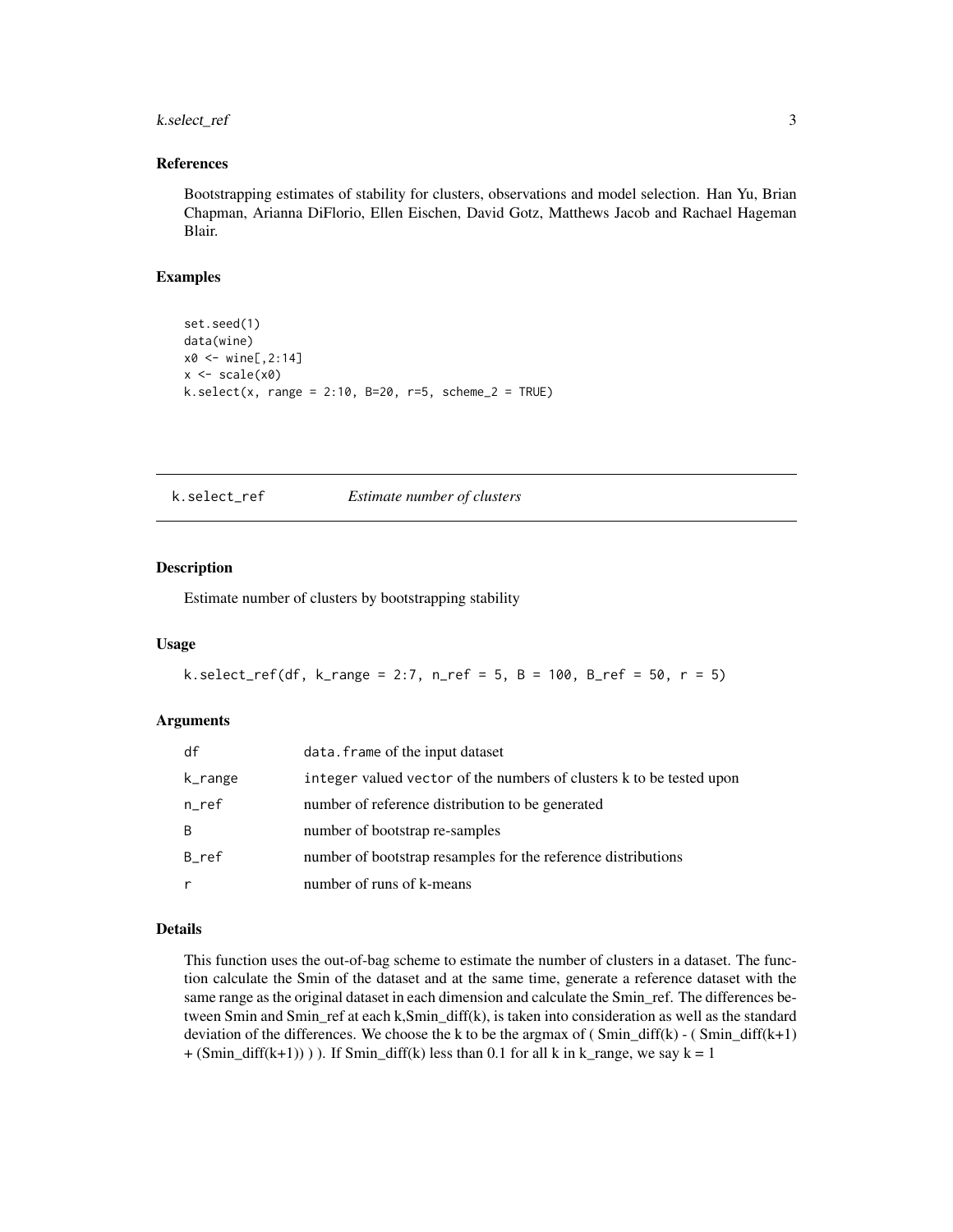### References

Bootstrapping estimates of stability for clusters, observations and model selection. Han Yu, Brian Chapman, Arianna DiFlorio, Ellen Eischen, David Gotz, Matthews Jacob and Rachael Hageman Blair.

### Examples

```
set.seed(1)
data(wine)
x0 <- wine[,2:14]
x <- scale(x0)
k.select(x, range = 2:10, B=20, r=5, scheme_2 = TRUE)
```

---

## k.select_ref *Estimate number of clusters*

### Description

Estimate number of clusters by bootstrapping stability

### Usage

```
k.select_ref(df, k_range = 2:7, n_ref = 5, B = 100, B_ref = 50, r = 5)
```

### Arguments

| | |
|---|---|
| df | data.frame of the input dataset |
| k_range | integer valued vector of the numbers of clusters k to be tested upon |
| n_ref | number of reference distribution to be generated |
| B | number of bootstrap re-samples |
| B_ref | number of bootstrap resamples for the reference distributions |
| r | number of runs of k-means |

### Details

This function uses the out-of-bag scheme to estimate the number of clusters in a dataset. The function calculate the Smin of the dataset and at the same time, generate a reference dataset with the same range as the original dataset in each dimension and calculate the Smin_ref. The differences between Smin and Smin_ref at each k,Smin_diff(k), is taken into consideration as well as the standard deviation of the differences. We choose the k to be the argmax of ( Smin_diff(k) - ( Smin_diff(k+1) + (Smin_diff(k+1)) ) ). If Smin_diff(k) less than 0.1 for all k in k_range, we say k = 1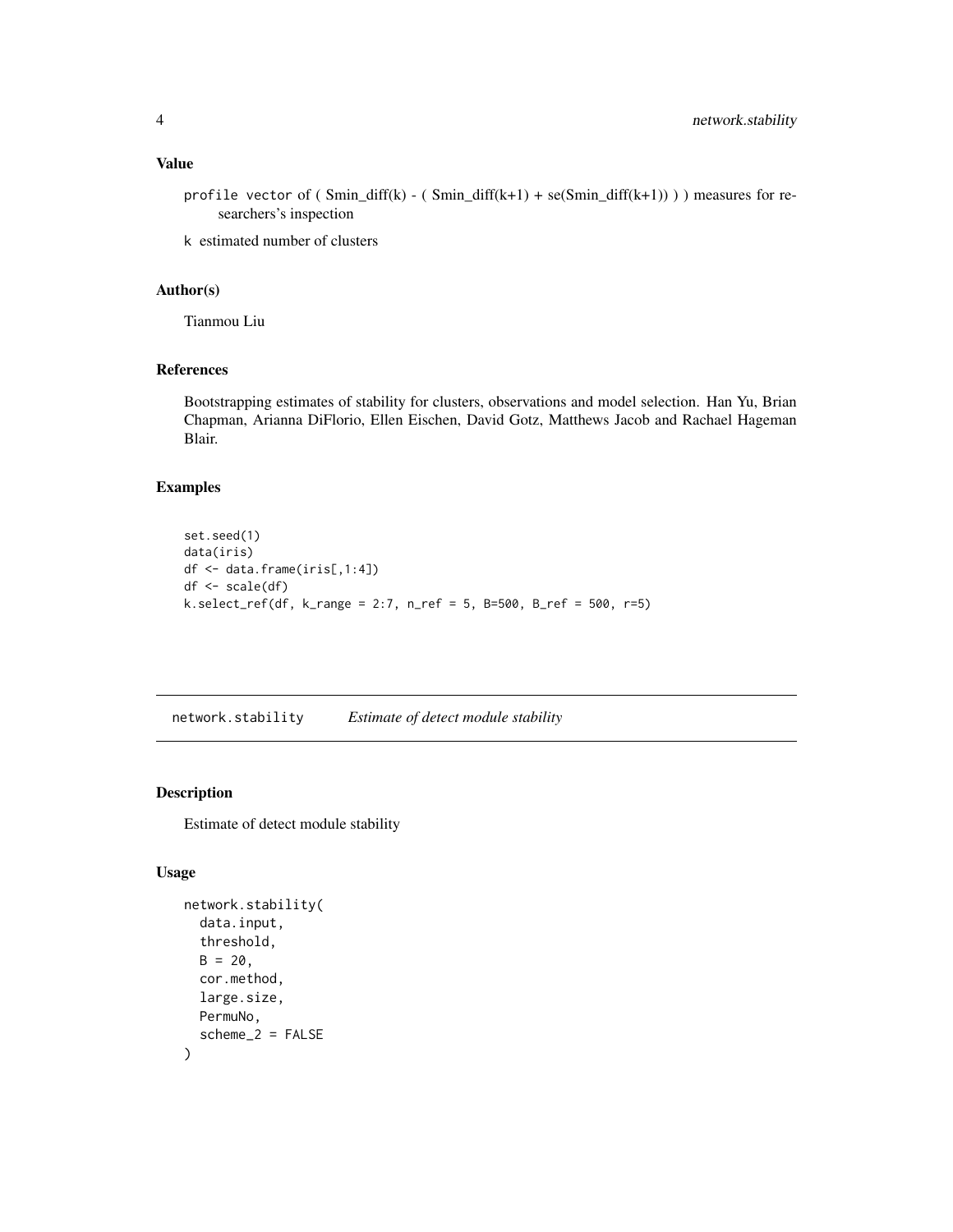### Value

`profile` vector of ( Smin_diff(k) - ( Smin_diff(k+1) + se(Smin_diff(k+1)) ) ) measures for researchers's inspection

`k` estimated number of clusters

### Author(s)

Tianmou Liu

### References

Bootstrapping estimates of stability for clusters, observations and model selection. Han Yu, Brian Chapman, Arianna DiFlorio, Ellen Eischen, David Gotz, Matthews Jacob and Rachael Hageman Blair.

### Examples

```
set.seed(1)
data(iris)
df <- data.frame(iris[,1:4])
df <- scale(df)
k.select_ref(df, k_range = 2:7, n_ref = 5, B=500, B_ref = 500, r=5)
```

---

## network.stability    *Estimate of detect module stability*

### Description

Estimate of detect module stability

### Usage

```
network.stability(
  data.input,
  threshold,
  B = 20,
  cor.method,
  large.size,
  PermuNo,
  scheme_2 = FALSE
)
```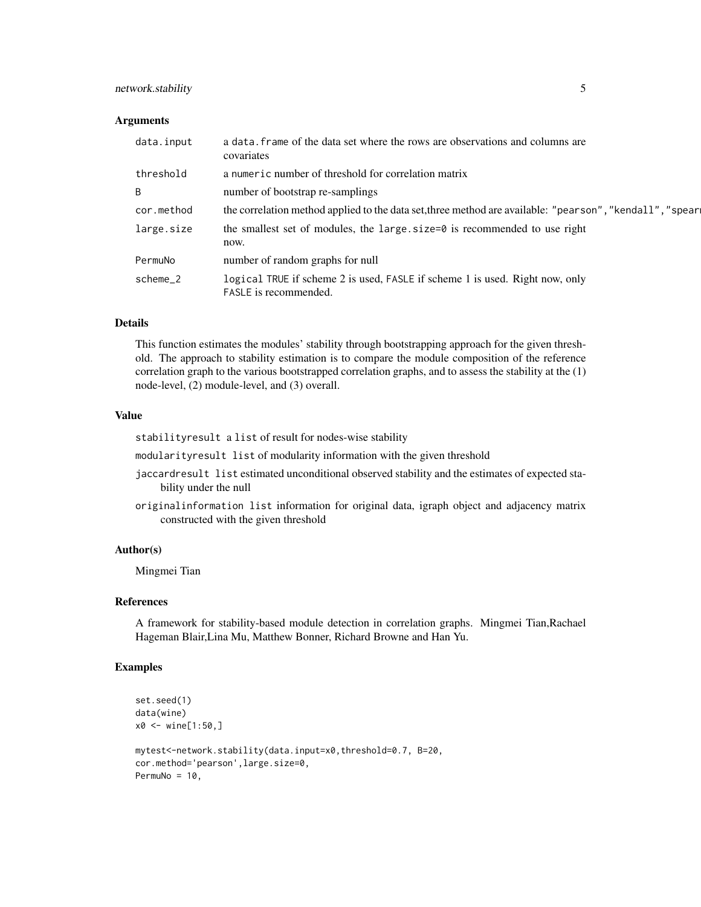### Arguments

| | |
|---|---|
| data.input | a data.frame of the data set where the rows are observations and columns are covariates |
| threshold | a numeric number of threshold for correlation matrix |
| B | number of bootstrap re-samplings |
| cor.method | the correlation method applied to the data set,three method are available: "pearson","kendall","spearı |
| large.size | the smallest set of modules, the large.size=0 is recommended to use right now. |
| PermuNo | number of random graphs for null |
| scheme_2 | logical TRUE if scheme 2 is used, FASLE if scheme 1 is used. Right now, only FASLE is recommended. |

### Details

This function estimates the modules' stability through bootstrapping approach for the given threshold. The approach to stability estimation is to compare the module composition of the reference correlation graph to the various bootstrapped correlation graphs, and to assess the stability at the (1) node-level, (2) module-level, and (3) overall.

### Value

stabilityresult a list of result for nodes-wise stability

modularityresult list of modularity information with the given threshold

jaccardresult list estimated unconditional observed stability and the estimates of expected stability under the null

originalinformation list information for original data, igraph object and adjacency matrix constructed with the given threshold

### Author(s)

Mingmei Tian

### References

A framework for stability-based module detection in correlation graphs. Mingmei Tian,Rachael Hageman Blair,Lina Mu, Matthew Bonner, Richard Browne and Han Yu.

### Examples

```
set.seed(1)
data(wine)
x0 <- wine[1:50,]

mytest<-network.stability(data.input=x0,threshold=0.7, B=20,
cor.method='pearson',large.size=0,
PermuNo = 10,
```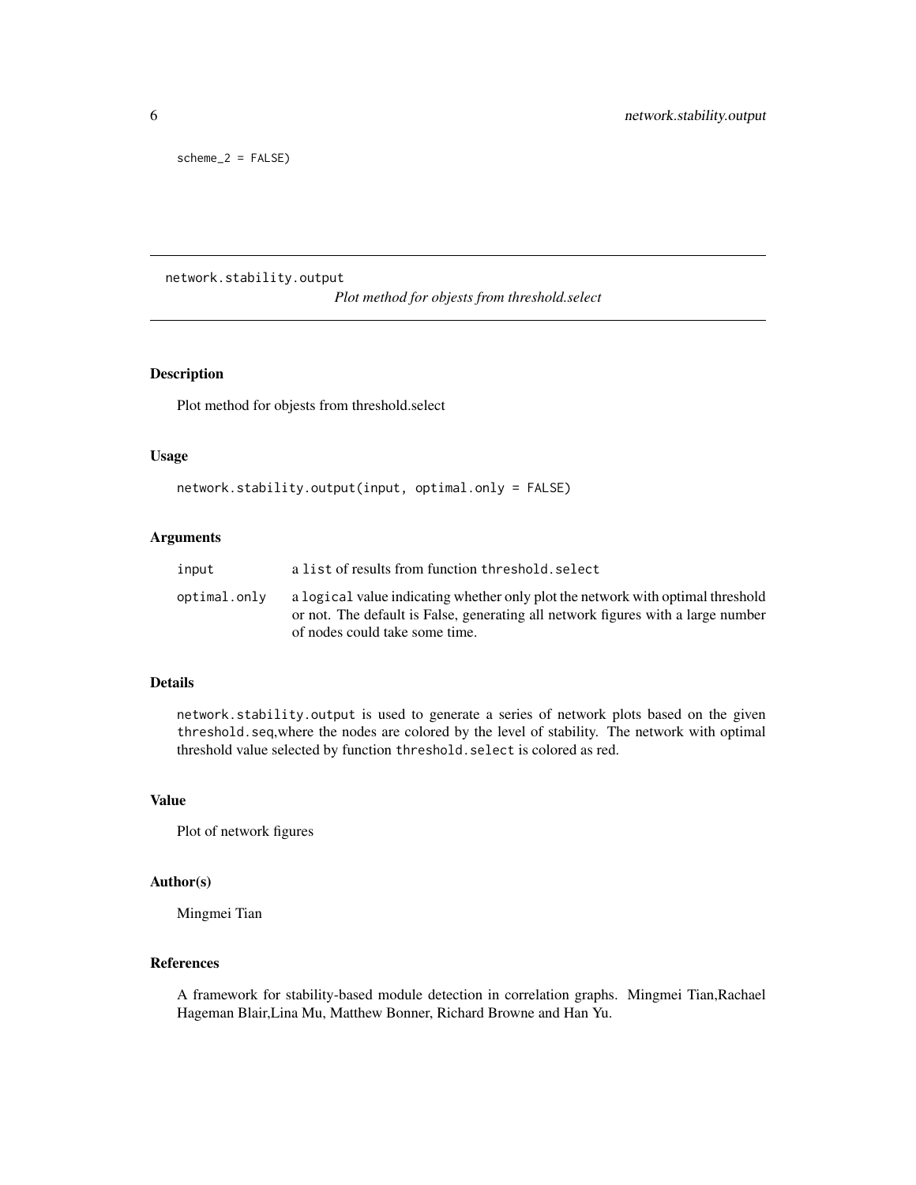```
scheme_2 = FALSE)
```

---

## network.stability.output

*Plot method for objests from threshold.select*

### Description

Plot method for objests from threshold.select

### Usage

```
network.stability.output(input, optimal.only = FALSE)
```

### Arguments

| | |
|---|---|
| input | a `list` of results from function `threshold.select` |
| optimal.only | a `logical` value indicating whether only plot the network with optimal threshold or not. The default is False, generating all network figures with a large number of nodes could take some time. |

### Details

`network.stability.output` is used to generate a series of network plots based on the given `threshold.seq`,where the nodes are colored by the level of stability. The network with optimal threshold value selected by function `threshold.select` is colored as red.

### Value

Plot of network figures

### Author(s)

Mingmei Tian

### References

A framework for stability-based module detection in correlation graphs. Mingmei Tian,Rachael Hageman Blair,Lina Mu, Matthew Bonner, Richard Browne and Han Yu.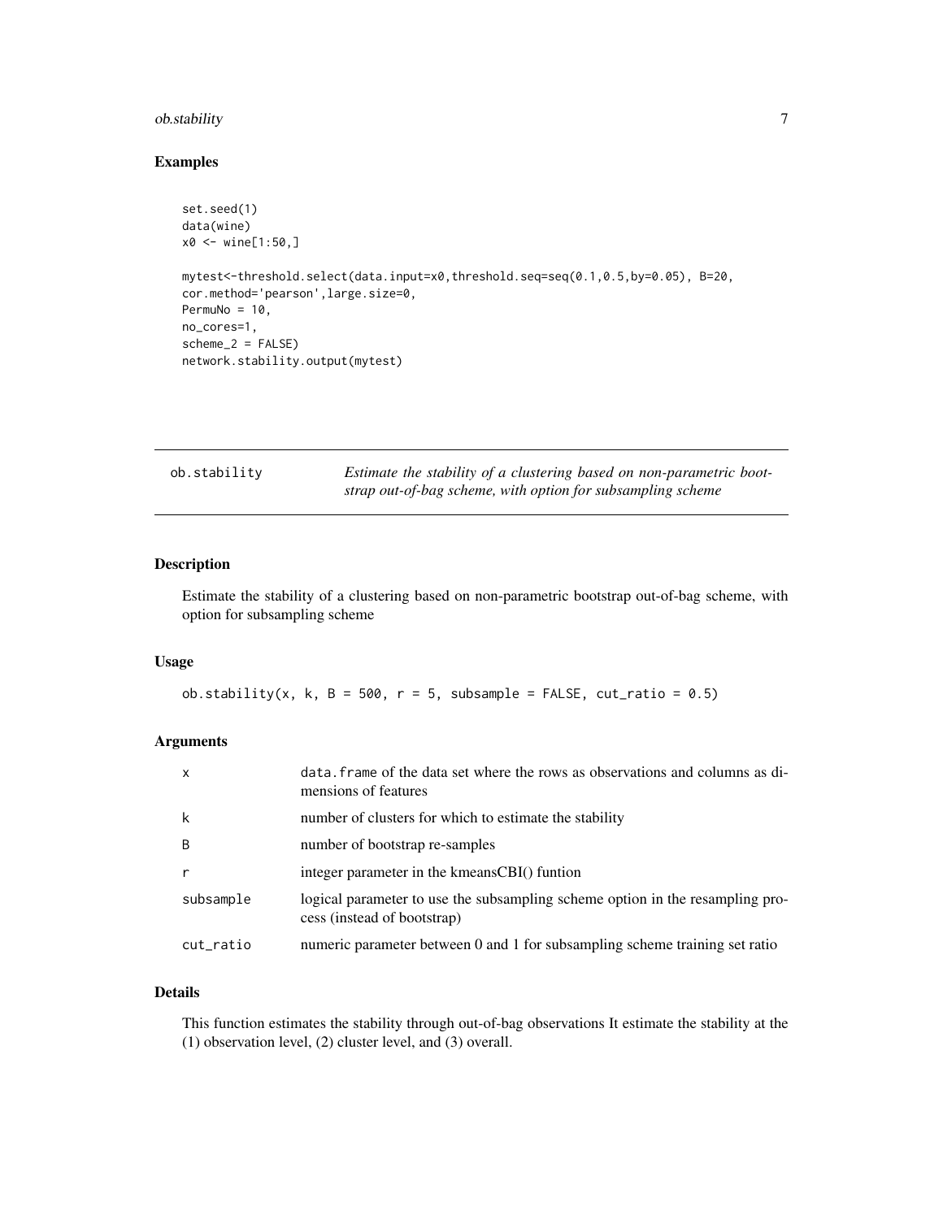## Examples

```
set.seed(1)
data(wine)
x0 <- wine[1:50,]

mytest<-threshold.select(data.input=x0,threshold.seq=seq(0.1,0.5,by=0.05), B=20,
cor.method='pearson',large.size=0,
PermuNo = 10,
no_cores=1,
scheme_2 = FALSE)
network.stability.output(mytest)
```

---

# ob.stability — *Estimate the stability of a clustering based on non-parametric bootstrap out-of-bag scheme, with option for subsampling scheme*

---

## Description

Estimate the stability of a clustering based on non-parametric bootstrap out-of-bag scheme, with option for subsampling scheme

## Usage

```
ob.stability(x, k, B = 500, r = 5, subsample = FALSE, cut_ratio = 0.5)
```

## Arguments

| | |
|---|---|
| x | data.frame of the data set where the rows as observations and columns as dimensions of features |
| k | number of clusters for which to estimate the stability |
| B | number of bootstrap re-samples |
| r | integer parameter in the kmeansCBI() funtion |
| subsample | logical parameter to use the subsampling scheme option in the resampling process (instead of bootstrap) |
| cut_ratio | numeric parameter between 0 and 1 for subsampling scheme training set ratio |

## Details

This function estimates the stability through out-of-bag observations It estimate the stability at the (1) observation level, (2) cluster level, and (3) overall.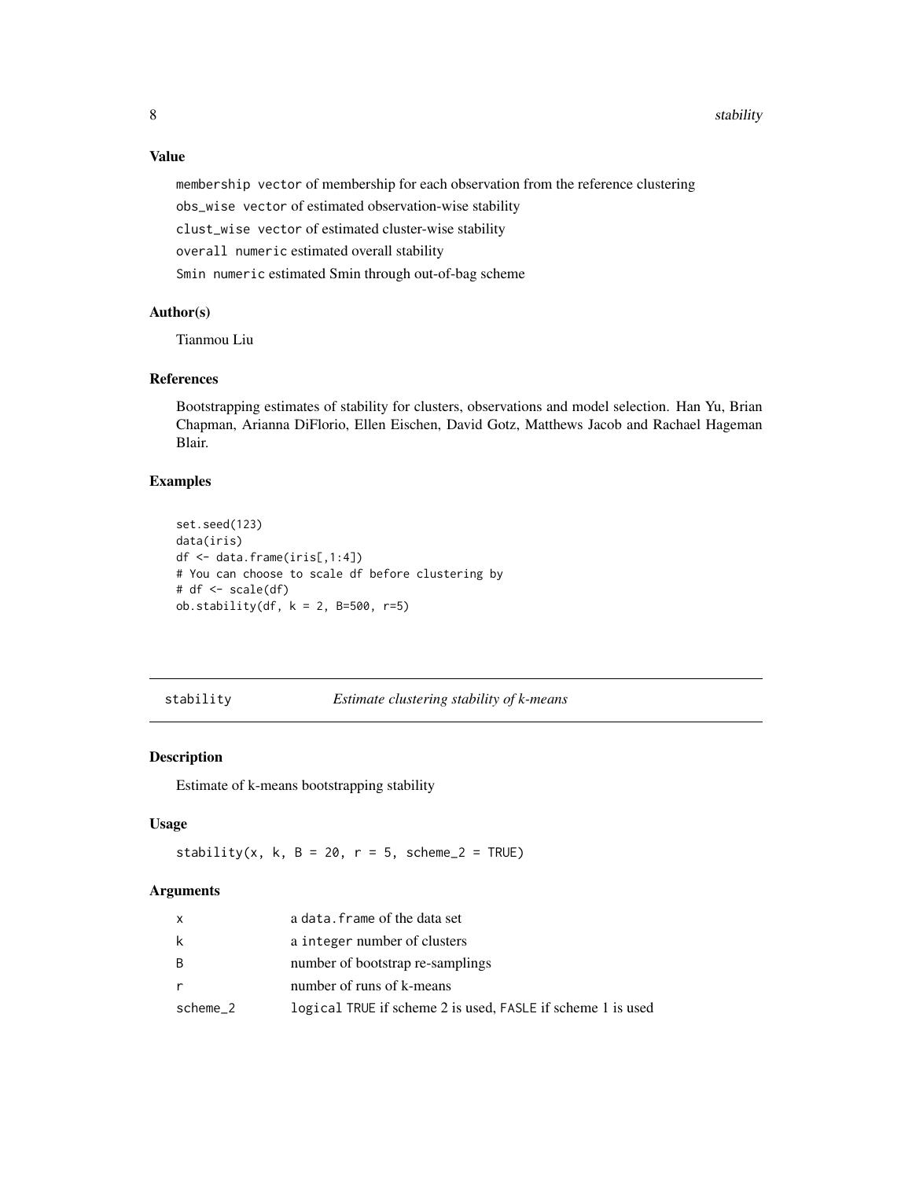## Value

membership vector of membership for each observation from the reference clustering

obs_wise vector of estimated observation-wise stability

clust_wise vector of estimated cluster-wise stability

overall numeric estimated overall stability

Smin numeric estimated Smin through out-of-bag scheme

## Author(s)

Tianmou Liu

## References

Bootstrapping estimates of stability for clusters, observations and model selection. Han Yu, Brian Chapman, Arianna DiFlorio, Ellen Eischen, David Gotz, Matthews Jacob and Rachael Hageman Blair.

## Examples

```
set.seed(123)
data(iris)
df <- data.frame(iris[,1:4])
# You can choose to scale df before clustering by
# df <- scale(df)
ob.stability(df, k = 2, B=500, r=5)
```

---

# stability — *Estimate clustering stability of k-means*

## Description

Estimate of k-means bootstrapping stability

## Usage

```
stability(x, k, B = 20, r = 5, scheme_2 = TRUE)
```

## Arguments

| | |
|---|---|
| x | a data.frame of the data set |
| k | a integer number of clusters |
| B | number of bootstrap re-samplings |
| r | number of runs of k-means |
| scheme_2 | logical TRUE if scheme 2 is used, FASLE if scheme 1 is used |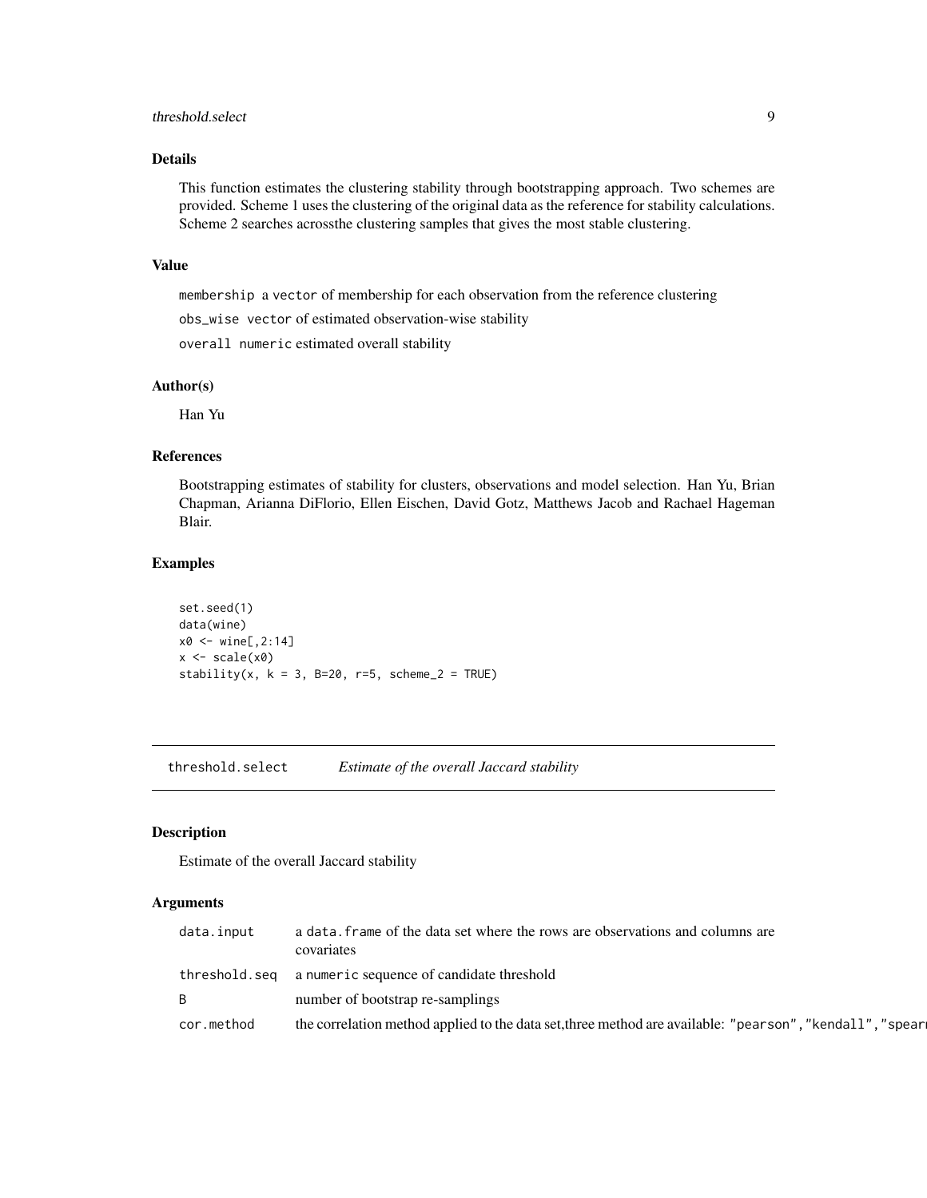### Details

This function estimates the clustering stability through bootstrapping approach. Two schemes are provided. Scheme 1 uses the clustering of the original data as the reference for stability calculations. Scheme 2 searches acrossthe clustering samples that gives the most stable clustering.

### Value

`membership` a vector of membership for each observation from the reference clustering

`obs_wise` vector of estimated observation-wise stability

`overall` numeric estimated overall stability

### Author(s)

Han Yu

### References

Bootstrapping estimates of stability for clusters, observations and model selection. Han Yu, Brian Chapman, Arianna DiFlorio, Ellen Eischen, David Gotz, Matthews Jacob and Rachael Hageman Blair.

### Examples

```
set.seed(1)
data(wine)
x0 <- wine[,2:14]
x <- scale(x0)
stability(x, k = 3, B=20, r=5, scheme_2 = TRUE)
```

---

## threshold.select *Estimate of the overall Jaccard stability*

---

### Description

Estimate of the overall Jaccard stability

### Arguments

| | |
|---|---|
| `data.input` | a `data.frame` of the data set where the rows are observations and columns are covariates |
| `threshold.seq` | a `numeric` sequence of candidate threshold |
| `B` | number of bootstrap re-samplings |
| `cor.method` | the correlation method applied to the data set,three method are available: `"pearson"`,`"kendall"`,`"spear` |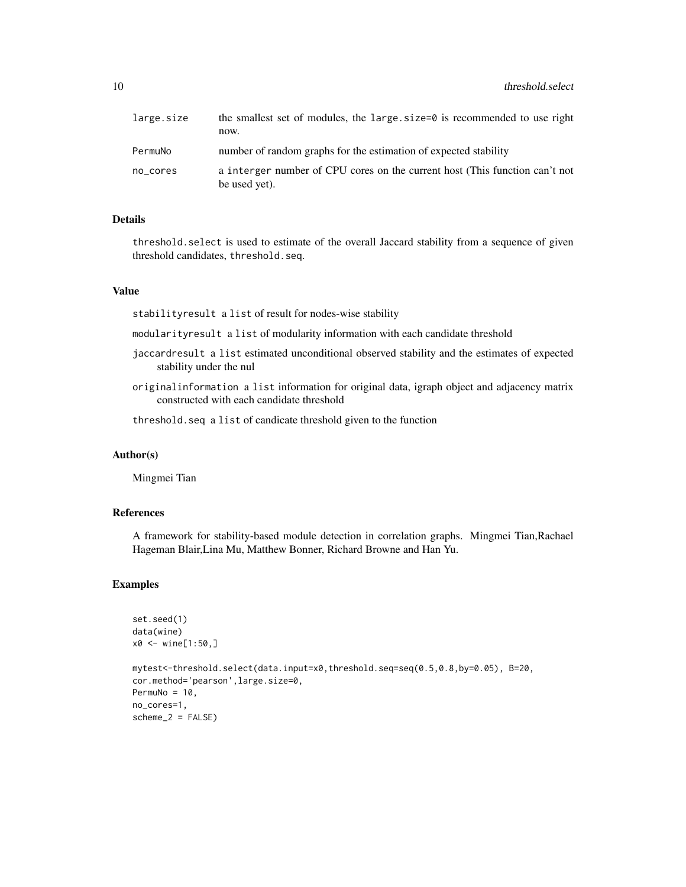| | |
|---|---|
| large.size | the smallest set of modules, the large.size=0 is recommended to use right now. |
| PermuNo | number of random graphs for the estimation of expected stability |
| no_cores | a interger number of CPU cores on the current host (This function can't not be used yet). |

## Details

threshold.select is used to estimate of the overall Jaccard stability from a sequence of given threshold candidates, threshold.seq.

## Value

stabilityresult a list of result for nodes-wise stability

modularityresult a list of modularity information with each candidate threshold

jaccardresult a list estimated unconditional observed stability and the estimates of expected stability under the nul

originalinformation a list information for original data, igraph object and adjacency matrix constructed with each candidate threshold

threshold.seq a list of candicate threshold given to the function

## Author(s)

Mingmei Tian

## References

A framework for stability-based module detection in correlation graphs. Mingmei Tian,Rachael Hageman Blair,Lina Mu, Matthew Bonner, Richard Browne and Han Yu.

## Examples

```
set.seed(1)
data(wine)
x0 <- wine[1:50,]

mytest<-threshold.select(data.input=x0,threshold.seq=seq(0.5,0.8,by=0.05), B=20,
cor.method='pearson',large.size=0,
PermuNo = 10,
no_cores=1,
scheme_2 = FALSE)
```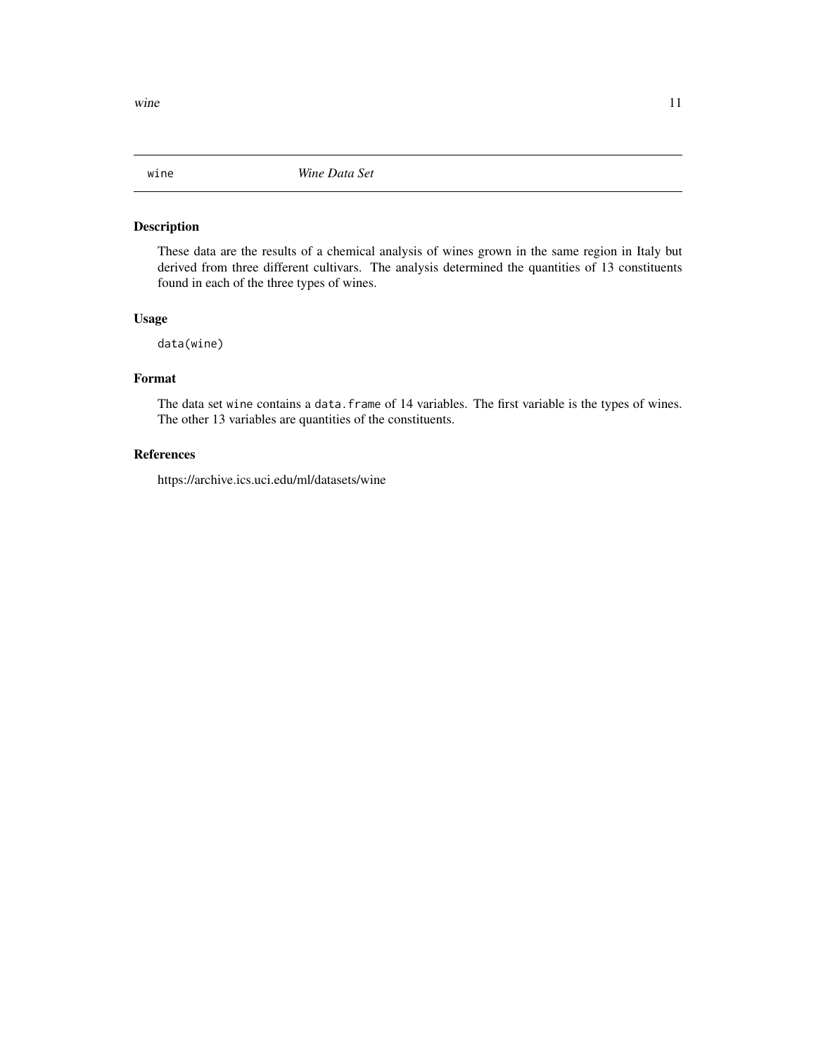wine *Wine Data Set*

## Description

These data are the results of a chemical analysis of wines grown in the same region in Italy but derived from three different cultivars. The analysis determined the quantities of 13 constituents found in each of the three types of wines.

## Usage

```
data(wine)
```

## Format

The data set `wine` contains a `data.frame` of 14 variables. The first variable is the types of wines. The other 13 variables are quantities of the constituents.

## References

https://archive.ics.uci.edu/ml/datasets/wine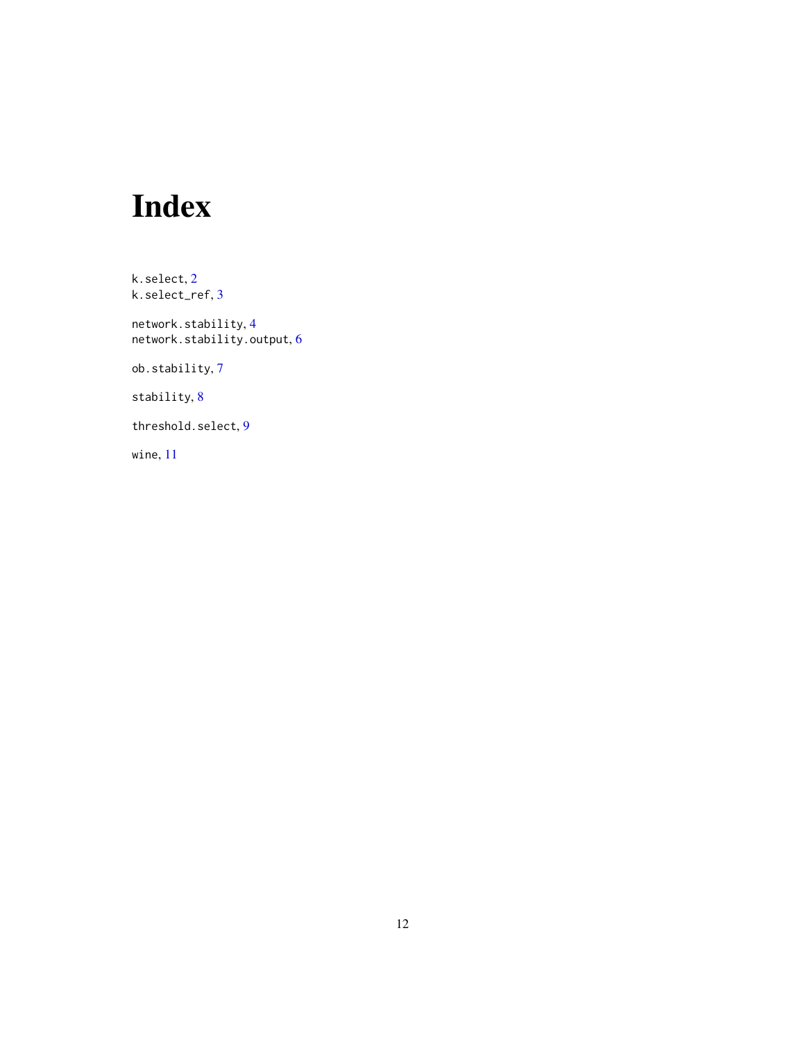# Index

k.select, 2
k.select_ref, 3

network.stability, 4
network.stability.output, 6

ob.stability, 7

stability, 8

threshold.select, 9

wine, 11